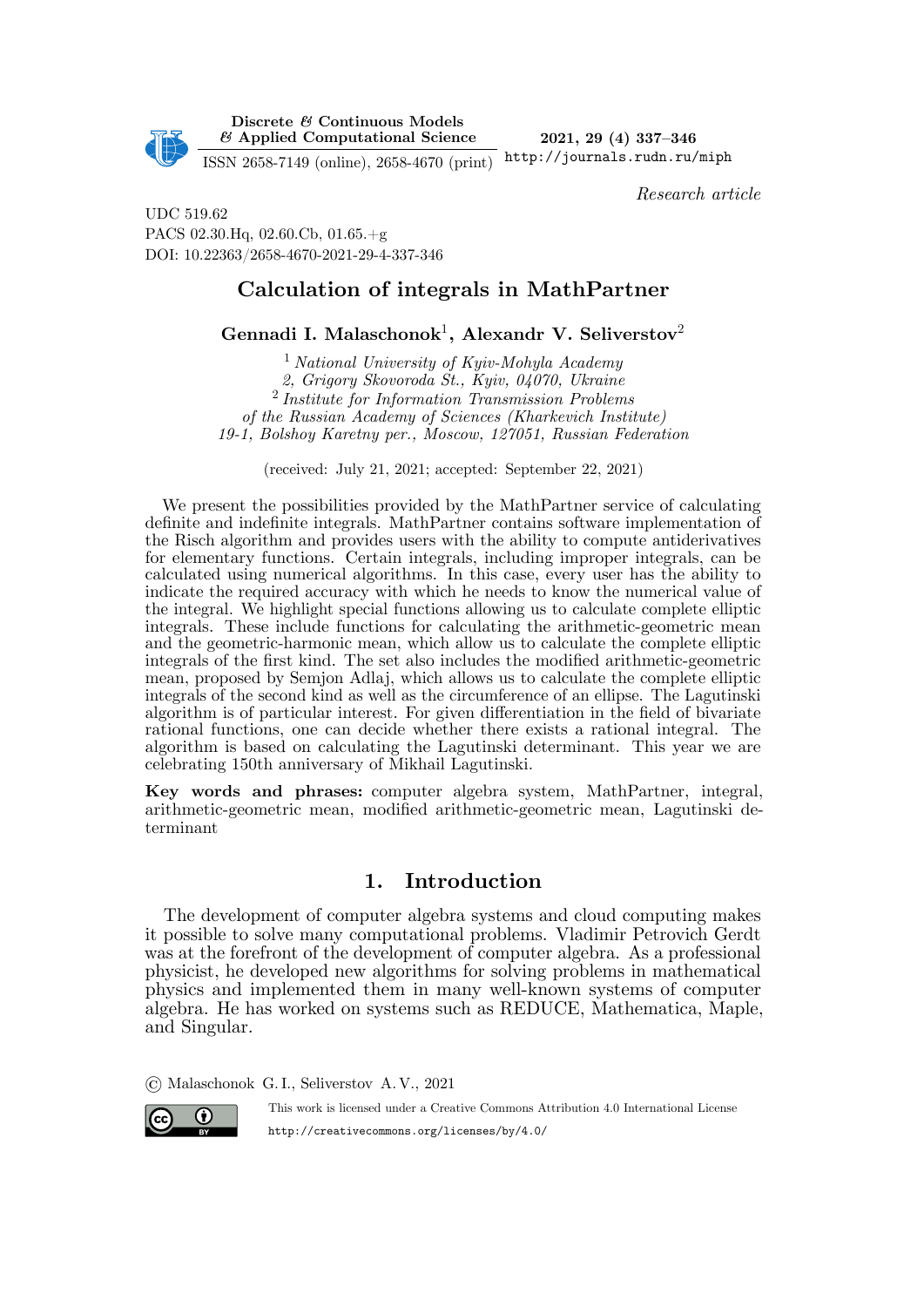*Research article*

UDC 519.62
PACS 02.30.Hq, 02.60.Cb, 01.65.+g
DOI: 10.22363/2658-4670-2021-29-4-337-346

# Calculation of integrals in MathPartner

**Gennadi I. Malaschonok**[1], **Alexandr V. Seliverstov**[2]

[1] *National University of Kyiv-Mohyla Academy*
*2, Grigory Skovoroda St., Kyiv, 04070, Ukraine*
[2] *Institute for Information Transmission Problems*
*of the Russian Academy of Sciences (Kharkevich Institute)*
*19-1, Bolshoy Karetny per., Moscow, 127051, Russian Federation*

(received: July 21, 2021; accepted: September 22, 2021)

We present the possibilities provided by the MathPartner service of calculating definite and indefinite integrals. MathPartner contains software implementation of the Risch algorithm and provides users with the ability to compute antiderivatives for elementary functions. Certain integrals, including improper integrals, can be calculated using numerical algorithms. In this case, every user has the ability to indicate the required accuracy with which he needs to know the numerical value of the integral. We highlight special functions allowing us to calculate complete elliptic integrals. These include functions for calculating the arithmetic-geometric mean and the geometric-harmonic mean, which allow us to calculate the complete elliptic integrals of the first kind. The set also includes the modified arithmetic-geometric mean, proposed by Semjon Adlaj, which allows us to calculate the complete elliptic integrals of the second kind as well as the circumference of an ellipse. The Lagutinski algorithm is of particular interest. For given differentiation in the field of bivariate rational functions, one can decide whether there exists a rational integral. The algorithm is based on calculating the Lagutinski determinant. This year we are celebrating 150th anniversary of Mikhail Lagutinski.

**Key words and phrases:** computer algebra system, MathPartner, integral, arithmetic-geometric mean, modified arithmetic-geometric mean, Lagutinski determinant

## 1. Introduction

The development of computer algebra systems and cloud computing makes it possible to solve many computational problems. Vladimir Petrovich Gerdt was at the forefront of the development of computer algebra. As a professional physicist, he developed new algorithms for solving problems in mathematical physics and implemented them in many well-known systems of computer algebra. He has worked on systems such as REDUCE, Mathematica, Maple, and Singular.

© Malaschonok G. I., Seliverstov A. V., 2021

This work is licensed under a Creative Commons Attribution 4.0 International License
http://creativecommons.org/licenses/by/4.0/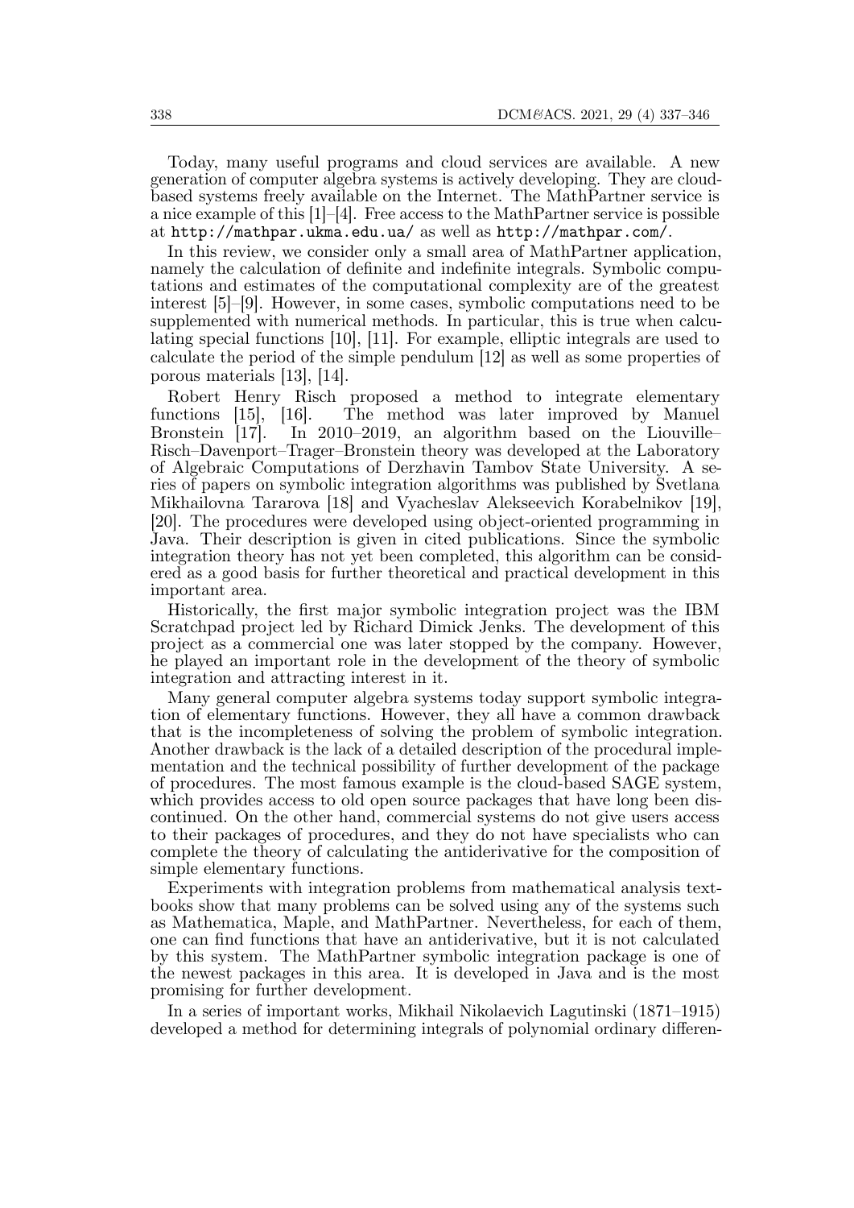Today, many useful programs and cloud services are available. A new generation of computer algebra systems is actively developing. They are cloud-based systems freely available on the Internet. The MathPartner service is a nice example of this [1]–[4]. Free access to the MathPartner service is possible at `http://mathpar.ukma.edu.ua/` as well as `http://mathpar.com/`.

In this review, we consider only a small area of MathPartner application, namely the calculation of definite and indefinite integrals. Symbolic computations and estimates of the computational complexity are of the greatest interest [5]–[9]. However, in some cases, symbolic computations need to be supplemented with numerical methods. In particular, this is true when calculating special functions [10], [11]. For example, elliptic integrals are used to calculate the period of the simple pendulum [12] as well as some properties of porous materials [13], [14].

Robert Henry Risch proposed a method to integrate elementary functions [15], [16]. The method was later improved by Manuel Bronstein [17]. In 2010–2019, an algorithm based on the Liouville–Risch–Davenport–Trager–Bronstein theory was developed at the Laboratory of Algebraic Computations of Derzhavin Tambov State University. A series of papers on symbolic integration algorithms was published by Svetlana Mikhailovna Tararova [18] and Vyacheslav Alekseevich Korabelnikov [19], [20]. The procedures were developed using object-oriented programming in Java. Their description is given in cited publications. Since the symbolic integration theory has not yet been completed, this algorithm can be considered as a good basis for further theoretical and practical development in this important area.

Historically, the first major symbolic integration project was the IBM Scratchpad project led by Richard Dimick Jenks. The development of this project as a commercial one was later stopped by the company. However, he played an important role in the development of the theory of symbolic integration and attracting interest in it.

Many general computer algebra systems today support symbolic integration of elementary functions. However, they all have a common drawback that is the incompleteness of solving the problem of symbolic integration. Another drawback is the lack of a detailed description of the procedural implementation and the technical possibility of further development of the package of procedures. The most famous example is the cloud-based SAGE system, which provides access to old open source packages that have long been discontinued. On the other hand, commercial systems do not give users access to their packages of procedures, and they do not have specialists who can complete the theory of calculating the antiderivative for the composition of simple elementary functions.

Experiments with integration problems from mathematical analysis textbooks show that many problems can be solved using any of the systems such as Mathematica, Maple, and MathPartner. Nevertheless, for each of them, one can find functions that have an antiderivative, but it is not calculated by this system. The MathPartner symbolic integration package is one of the newest packages in this area. It is developed in Java and is the most promising for further development.

In a series of important works, Mikhail Nikolaevich Lagutinski (1871–1915) developed a method for determining integrals of polynomial ordinary differen-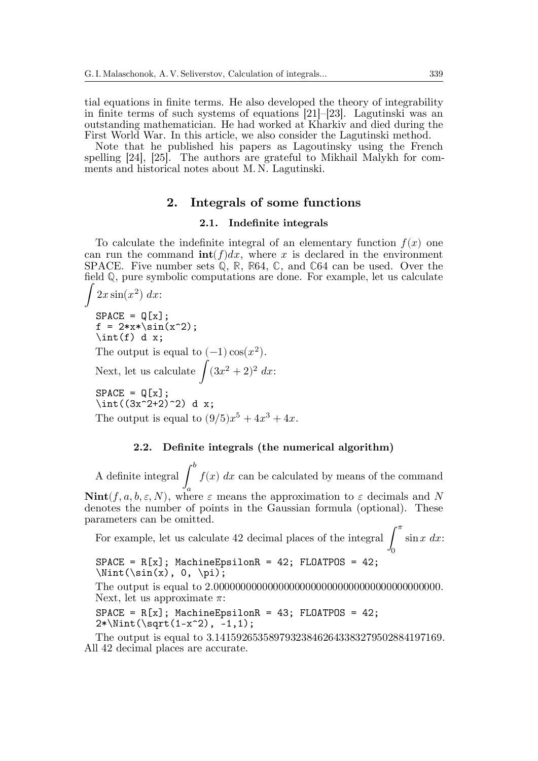tial equations in finite terms. He also developed the theory of integrability in finite terms of such systems of equations [21]–[23]. Lagutinski was an outstanding mathematician. He had worked at Kharkiv and died during the First World War. In this article, we also consider the Lagutinski method.

Note that he published his papers as Lagoutinsky using the French spelling [24], [25]. The authors are grateful to Mikhail Malykh for comments and historical notes about M. N. Lagutinski.

## 2. Integrals of some functions

### 2.1. Indefinite integrals

To calculate the indefinite integral of an elementary function $f(x)$ one can run the command $\mathbf{int}(f)dx$, where $x$ is declared in the environment SPACE. Five number sets $\mathbb{Q}$, $\mathbb{R}$, $\mathbb{R}64$, $\mathbb{C}$, and $\mathbb{C}64$ can be used. Over the field $\mathbb{Q}$, pure symbolic computations are done. For example, let us calculate $\int 2x\sin(x^2)\;dx$:

```
SPACE = Q[x];
f = 2*x*\sin(x^2);
\int(f) d x;
```

The output is equal to $(-1)\cos(x^2)$.

Next, let us calculate $\int (3x^2+2)^2\;dx$:

```
SPACE = Q[x];
\int((3x^2+2)^2) d x;
```

The output is equal to $(9/5)x^5 + 4x^3 + 4x$.

### 2.2. Definite integrals (the numerical algorithm)

A definite integral $\int_a^b f(x)\;dx$ can be calculated by means of the command $\mathbf{Nint}(f, a, b, \varepsilon, N)$, where $\varepsilon$ means the approximation to $\varepsilon$ decimals and $N$ denotes the number of points in the Gaussian formula (optional). These parameters can be omitted.

For example, let us calculate 42 decimal places of the integral $\int_0^\pi \sin x\;dx$:

```
SPACE = R[x]; MachineEpsilonR = 42; FLOATPOS = 42;
\Nint(\sin(x), 0, \pi);
```

The output is equal to 2.000000000000000000000000000000000000000000. Next, let us approximate $\pi$:

```
SPACE = R[x]; MachineEpsilonR = 43; FLOATPOS = 42;
2*\Nint(\sqrt(1-x^2), -1,1);
```

The output is equal to 3.141592653589793238462643383279502884197169. All 42 decimal places are accurate.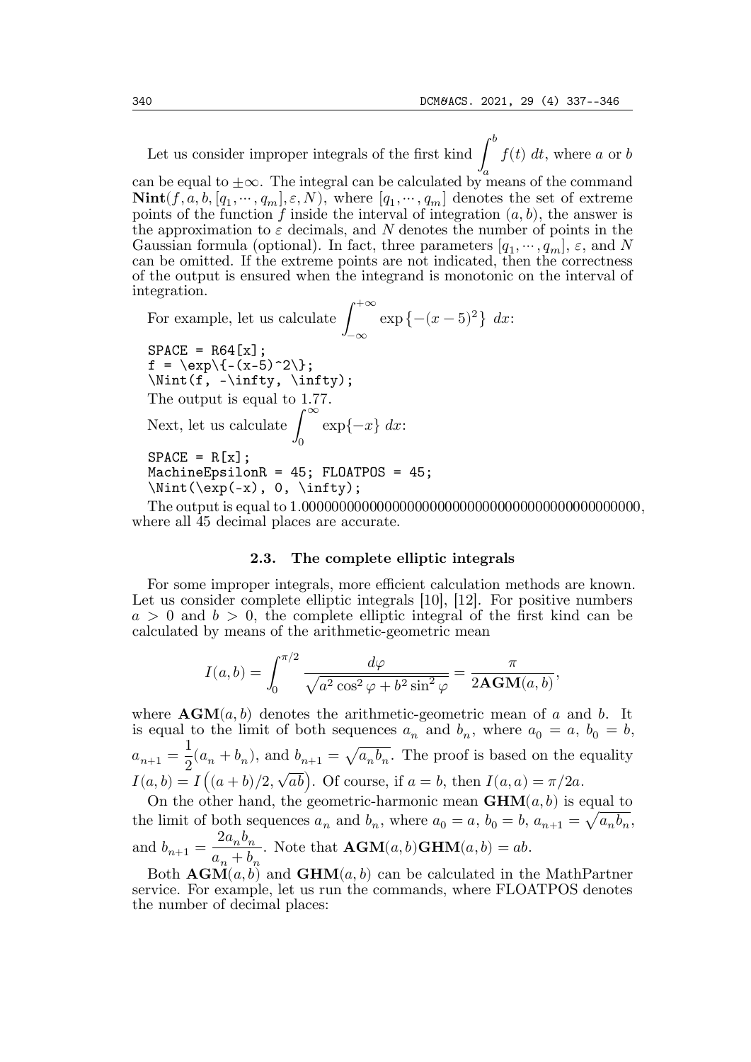Let us consider improper integrals of the first kind $\int_a^b f(t)\,dt$, where $a$ or $b$ can be equal to $\pm\infty$. The integral can be calculated by means of the command $\mathbf{Nint}(f, a, b, [q_1, \cdots, q_m], \varepsilon, N)$, where $[q_1, \cdots, q_m]$ denotes the set of extreme points of the function $f$ inside the interval of integration $(a, b)$, the answer is the approximation to $\varepsilon$ decimals, and $N$ denotes the number of points in the Gaussian formula (optional). In fact, three parameters $[q_1, \cdots, q_m]$, $\varepsilon$, and $N$ can be omitted. If the extreme points are not indicated, then the correctness of the output is ensured when the integrand is monotonic on the interval of integration.

For example, let us calculate $\int_{-\infty}^{+\infty} \exp\left\{-(x-5)^2\right\}\,dx$:

```
SPACE = R64[x];
f = \exp\{-(x-5)^2\};
\Nint(f, -\infty, \infty);
```

The output is equal to 1.77.

Next, let us calculate $\int_0^{\infty} \exp\{-x\}\,dx$:

```
SPACE = R[x];
MachineEpsilonR = 45; FLOATPOS = 45;
\Nint(\exp(-x), 0, \infty);
```

The output is equal to 1.000000000000000000000000000000000000000000000, where all 45 decimal places are accurate.

### 2.3. The complete elliptic integrals

For some improper integrals, more efficient calculation methods are known. Let us consider complete elliptic integrals [10], [12]. For positive numbers $a > 0$ and $b > 0$, the complete elliptic integral of the first kind can be calculated by means of the arithmetic-geometric mean

$$I(a, b) = \int_0^{\pi/2} \frac{d\varphi}{\sqrt{a^2\cos^2\varphi + b^2\sin^2\varphi}} = \frac{\pi}{2\mathbf{AGM}(a, b)},$$

where $\mathbf{AGM}(a, b)$ denotes the arithmetic-geometric mean of $a$ and $b$. It is equal to the limit of both sequences $a_n$ and $b_n$, where $a_0 = a$, $b_0 = b$, $a_{n+1} = \frac{1}{2}(a_n + b_n)$, and $b_{n+1} = \sqrt{a_n b_n}$. The proof is based on the equality $I(a, b) = I\left((a+b)/2, \sqrt{ab}\right)$. Of course, if $a = b$, then $I(a, a) = \pi/2a$.

On the other hand, the geometric-harmonic mean $\mathbf{GHM}(a, b)$ is equal to the limit of both sequences $a_n$ and $b_n$, where $a_0 = a$, $b_0 = b$, $a_{n+1} = \sqrt{a_n b_n}$, and $b_{n+1} = \dfrac{2a_n b_n}{a_n + b_n}$. Note that $\mathbf{AGM}(a, b)\mathbf{GHM}(a, b) = ab$.

Both $\mathbf{AGM}(a, b)$ and $\mathbf{GHM}(a, b)$ can be calculated in the MathPartner service. For example, let us run the commands, where FLOATPOS denotes the number of decimal places: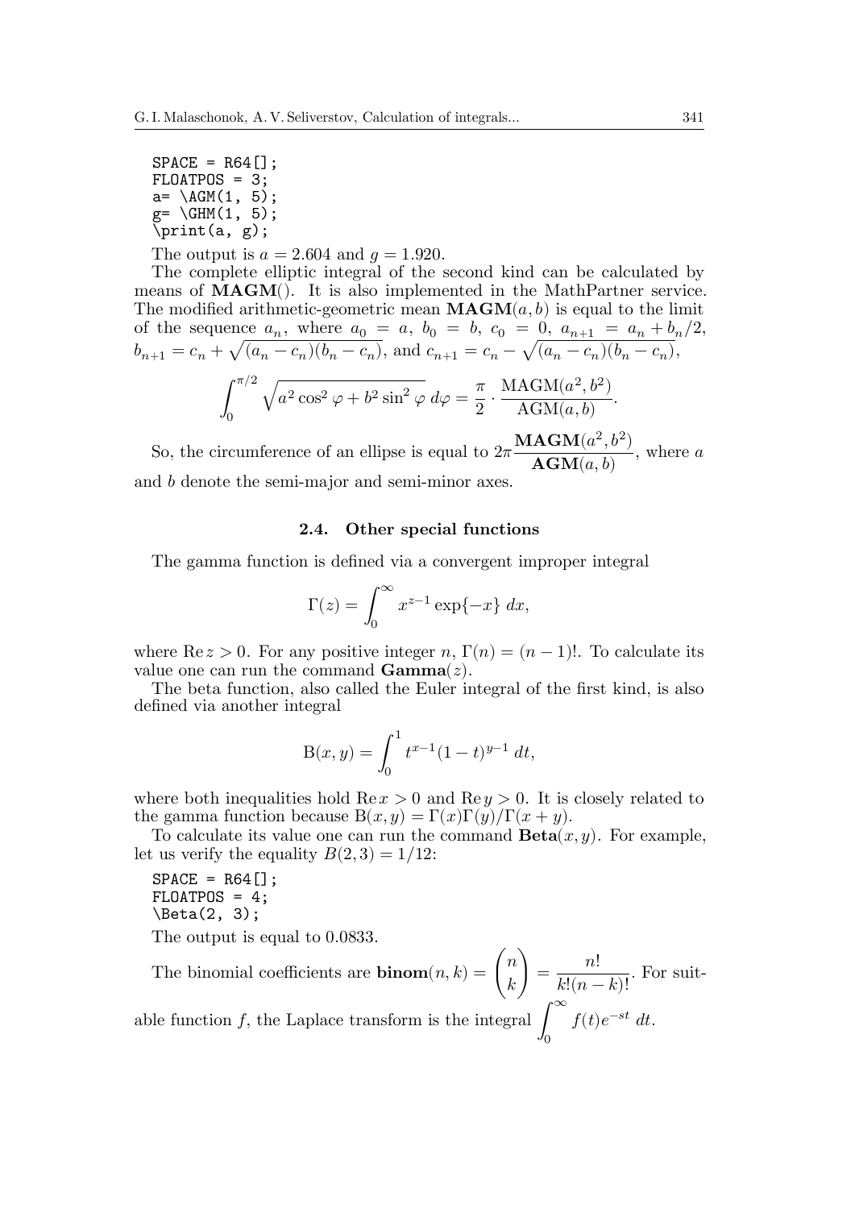```
SPACE = R64[];
FLOATPOS = 3;
a= \AGM(1, 5);
g= \GHM(1, 5);
\print(a, g);
```

The output is $a = 2.604$ and $g = 1.920$.

The complete elliptic integral of the second kind can be calculated by means of **MAGM**(). It is also implemented in the MathPartner service. The modified arithmetic-geometric mean $\mathbf{MAGM}(a, b)$ is equal to the limit of the sequence $a_n$, where $a_0 = a$, $b_0 = b$, $c_0 = 0$, $a_{n+1} = a_n + b_n/2$, $b_{n+1} = c_n + \sqrt{(a_n - c_n)(b_n - c_n)}$, and $c_{n+1} = c_n - \sqrt{(a_n - c_n)(b_n - c_n)}$,

$$\int_0^{\pi/2} \sqrt{a^2 \cos^2 \varphi + b^2 \sin^2 \varphi}\, d\varphi = \frac{\pi}{2} \cdot \frac{\mathrm{MAGM}(a^2, b^2)}{\mathrm{AGM}(a, b)}.$$

So, the circumference of an ellipse is equal to $2\pi \dfrac{\mathbf{MAGM}(a^2, b^2)}{\mathbf{AGM}(a, b)}$, where $a$ and $b$ denote the semi-major and semi-minor axes.

### 2.4. Other special functions

The gamma function is defined via a convergent improper integral

$$\Gamma(z) = \int_0^{\infty} x^{z-1} \exp\{-x\}\, dx,$$

where $\mathrm{Re}\, z > 0$. For any positive integer $n$, $\Gamma(n) = (n-1)!$. To calculate its value one can run the command $\mathbf{Gamma}(z)$.

The beta function, also called the Euler integral of the first kind, is also defined via another integral

$$\mathrm{B}(x, y) = \int_0^1 t^{x-1}(1-t)^{y-1}\, dt,$$

where both inequalities hold $\mathrm{Re}\, x > 0$ and $\mathrm{Re}\, y > 0$. It is closely related to the gamma function because $\mathrm{B}(x, y) = \Gamma(x)\Gamma(y)/\Gamma(x + y)$.

To calculate its value one can run the command $\mathbf{Beta}(x, y)$. For example, let us verify the equality $B(2, 3) = 1/12$:

```
SPACE = R64[];
FLOATPOS = 4;
\Beta(2, 3);
```

The output is equal to 0.0833.

The binomial coefficients are $\mathbf{binom}(n, k) = \dbinom{n}{k} = \dfrac{n!}{k!(n-k)!}$. For suitable function $f$, the Laplace transform is the integral $\displaystyle\int_0^{\infty} f(t) e^{-st}\, dt$.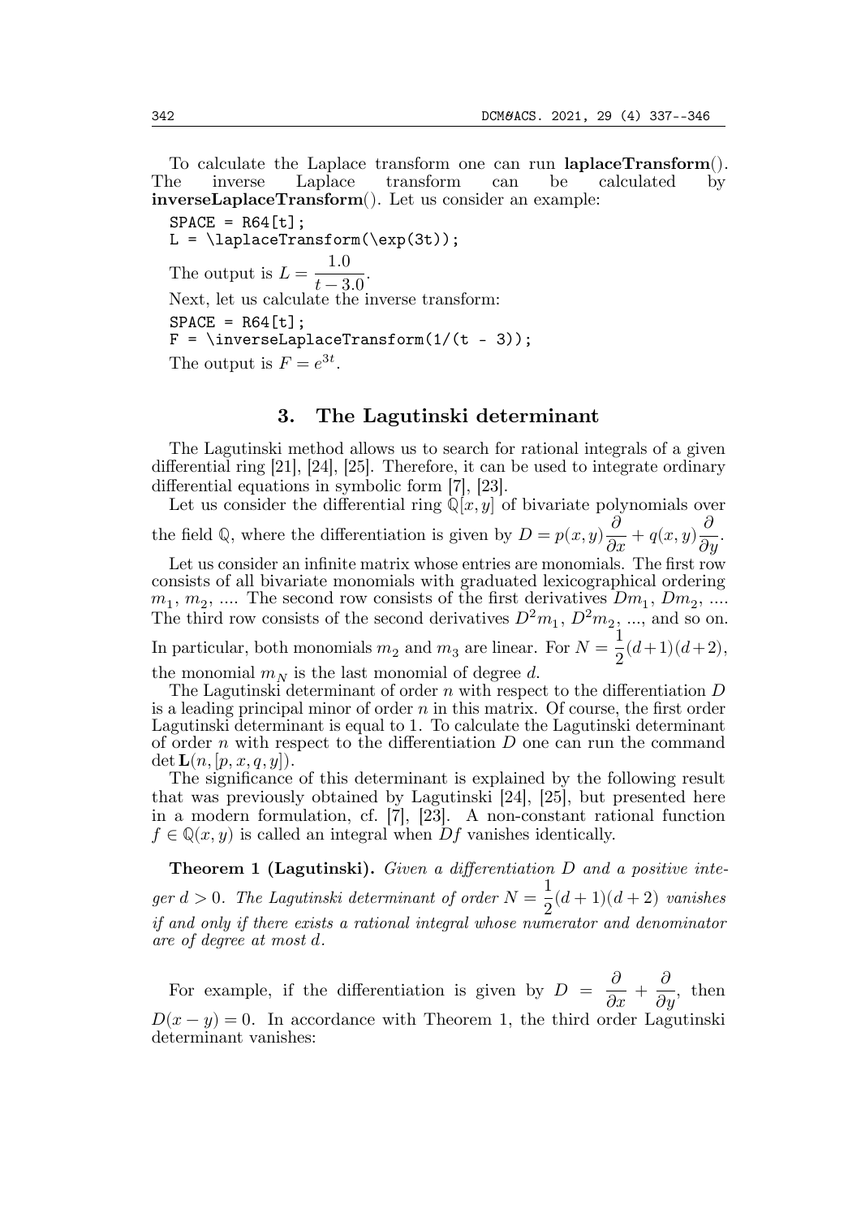To calculate the Laplace transform one can run **laplaceTransform**(). The inverse Laplace transform can be calculated by **inverseLaplaceTransform**(). Let us consider an example:

```
SPACE = R64[t];
L = \laplaceTransform(\exp(3t));
```

The output is $L = \dfrac{1.0}{t - 3.0}$.

Next, let us calculate the inverse transform:

```
SPACE = R64[t];
F = \inverseLaplaceTransform(1/(t - 3));
```

The output is $F = e^{3t}$.

## 3. The Lagutinski determinant

The Lagutinski method allows us to search for rational integrals of a given differential ring [21], [24], [25]. Therefore, it can be used to integrate ordinary differential equations in symbolic form [7], [23].

Let us consider the differential ring $\mathbb{Q}[x, y]$ of bivariate polynomials over the field $\mathbb{Q}$, where the differentiation is given by $D = p(x, y)\dfrac{\partial}{\partial x} + q(x, y)\dfrac{\partial}{\partial y}$.

Let us consider an infinite matrix whose entries are monomials. The first row consists of all bivariate monomials with graduated lexicographical ordering $m_1$, $m_2$, .... The second row consists of the first derivatives $Dm_1$, $Dm_2$, .... The third row consists of the second derivatives $D^2m_1$, $D^2m_2$, ..., and so on. In particular, both monomials $m_2$ and $m_3$ are linear. For $N = \dfrac{1}{2}(d+1)(d+2)$, the monomial $m_N$ is the last monomial of degree $d$.

The Lagutinski determinant of order $n$ with respect to the differentiation $D$ is a leading principal minor of order $n$ in this matrix. Of course, the first order Lagutinski determinant is equal to 1. To calculate the Lagutinski determinant of order $n$ with respect to the differentiation $D$ one can run the command $\det \mathbf{L}(n, [p, x, q, y])$.

The significance of this determinant is explained by the following result that was previously obtained by Lagutinski [24], [25], but presented here in a modern formulation, cf. [7], [23]. A non-constant rational function $f \in \mathbb{Q}(x, y)$ is called an integral when $Df$ vanishes identically.

**Theorem 1 (Lagutinski).** *Given a differentiation $D$ and a positive integer $d > 0$. The Lagutinski determinant of order $N = \dfrac{1}{2}(d+1)(d+2)$ vanishes if and only if there exists a rational integral whose numerator and denominator are of degree at most $d$.*

For example, if the differentiation is given by $D = \dfrac{\partial}{\partial x} + \dfrac{\partial}{\partial y}$, then $D(x - y) = 0$. In accordance with Theorem 1, the third order Lagutinski determinant vanishes: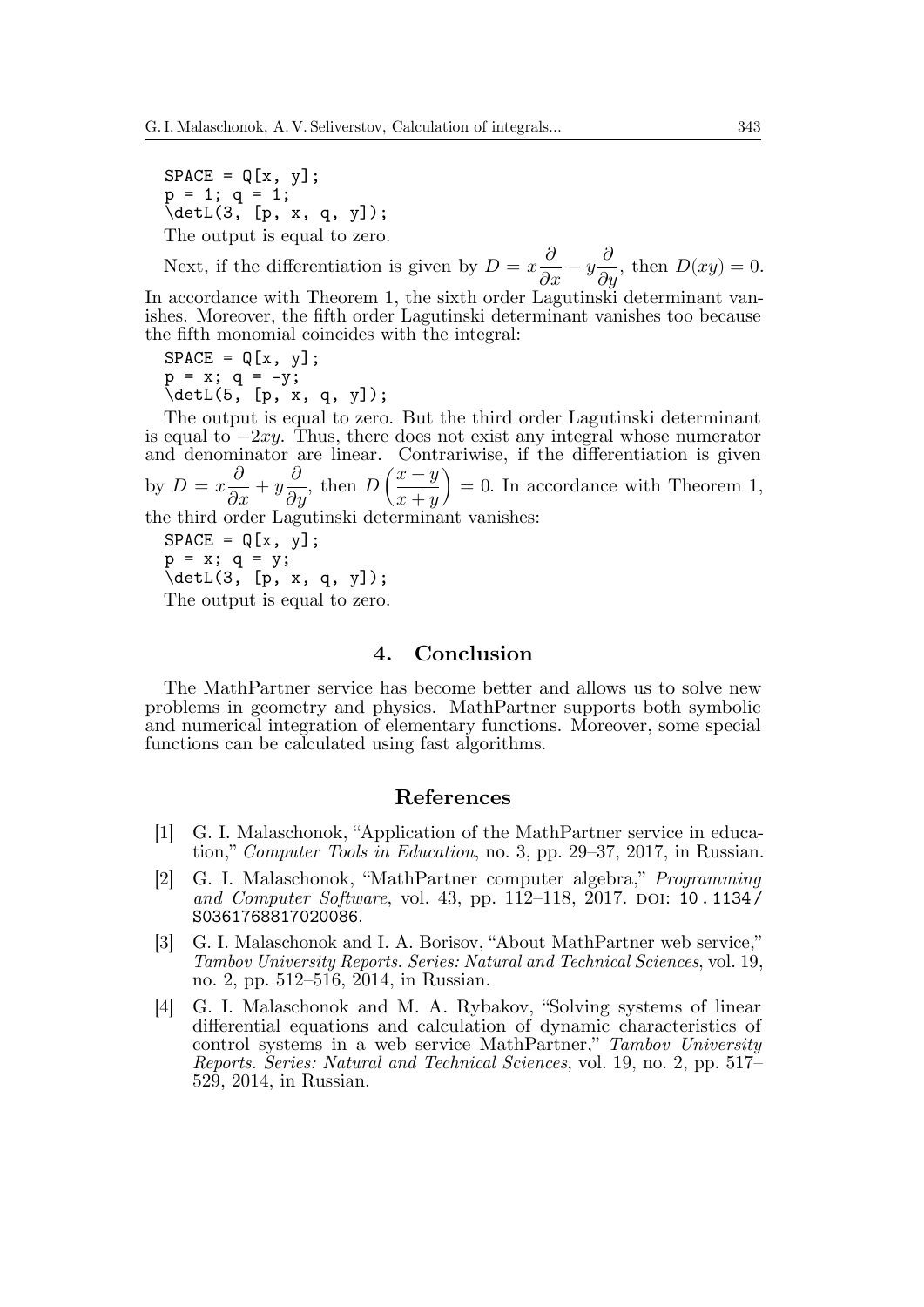```
SPACE = Q[x, y];
p = 1; q = 1;
\detL(3, [p, x, q, y]);
```

The output is equal to zero.

Next, if the differentiation is given by $D = x\dfrac{\partial}{\partial x} - y\dfrac{\partial}{\partial y}$, then $D(xy) = 0$. In accordance with Theorem 1, the sixth order Lagutinski determinant vanishes. Moreover, the fifth order Lagutinski determinant vanishes too because the fifth monomial coincides with the integral:

```
SPACE = Q[x, y];
p = x; q = -y;
\detL(5, [p, x, q, y]);
```

The output is equal to zero. But the third order Lagutinski determinant is equal to $-2xy$. Thus, there does not exist any integral whose numerator and denominator are linear. Contrariwise, if the differentiation is given by $D = x\dfrac{\partial}{\partial x} + y\dfrac{\partial}{\partial y}$, then $D\left(\dfrac{x-y}{x+y}\right) = 0$. In accordance with Theorem 1, the third order Lagutinski determinant vanishes:

```
SPACE = Q[x, y];
p = x; q = y;
\detL(3, [p, x, q, y]);
```

The output is equal to zero.

## 4. Conclusion

The MathPartner service has become better and allows us to solve new problems in geometry and physics. MathPartner supports both symbolic and numerical integration of elementary functions. Moreover, some special functions can be calculated using fast algorithms.

## References

[1] G. I. Malaschonok, "Application of the MathPartner service in education," *Computer Tools in Education*, no. 3, pp. 29–37, 2017, in Russian.

[2] G. I. Malaschonok, "MathPartner computer algebra," *Programming and Computer Software*, vol. 43, pp. 112–118, 2017. DOI: 10.1134/S0361768817020086.

[3] G. I. Malaschonok and I. A. Borisov, "About MathPartner web service," *Tambov University Reports. Series: Natural and Technical Sciences*, vol. 19, no. 2, pp. 512–516, 2014, in Russian.

[4] G. I. Malaschonok and M. A. Rybakov, "Solving systems of linear differential equations and calculation of dynamic characteristics of control systems in a web service MathPartner," *Tambov University Reports. Series: Natural and Technical Sciences*, vol. 19, no. 2, pp. 517–529, 2014, in Russian.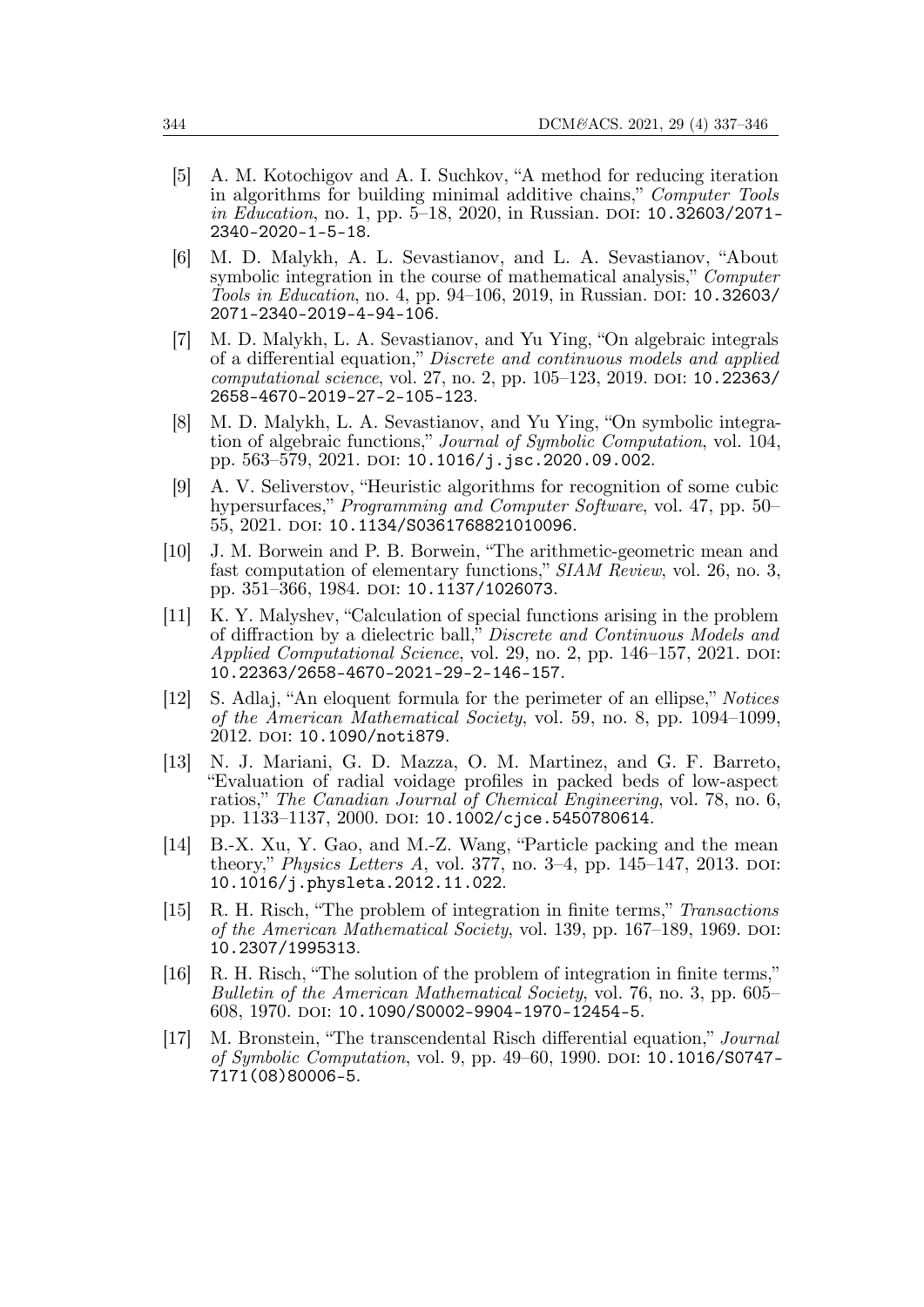[5] A. M. Kotochigov and A. I. Suchkov, "A method for reducing iteration in algorithms for building minimal additive chains," *Computer Tools in Education*, no. 1, pp. 5–18, 2020, in Russian. DOI: 10.32603/2071-2340-2020-1-5-18.

[6] M. D. Malykh, A. L. Sevastianov, and L. A. Sevastianov, "About symbolic integration in the course of mathematical analysis," *Computer Tools in Education*, no. 4, pp. 94–106, 2019, in Russian. DOI: 10.32603/2071-2340-2019-4-94-106.

[7] M. D. Malykh, L. A. Sevastianov, and Yu Ying, "On algebraic integrals of a differential equation," *Discrete and continuous models and applied computational science*, vol. 27, no. 2, pp. 105–123, 2019. DOI: 10.22363/2658-4670-2019-27-2-105-123.

[8] M. D. Malykh, L. A. Sevastianov, and Yu Ying, "On symbolic integration of algebraic functions," *Journal of Symbolic Computation*, vol. 104, pp. 563–579, 2021. DOI: 10.1016/j.jsc.2020.09.002.

[9] A. V. Seliverstov, "Heuristic algorithms for recognition of some cubic hypersurfaces," *Programming and Computer Software*, vol. 47, pp. 50–55, 2021. DOI: 10.1134/S0361768821010096.

[10] J. M. Borwein and P. B. Borwein, "The arithmetic-geometric mean and fast computation of elementary functions," *SIAM Review*, vol. 26, no. 3, pp. 351–366, 1984. DOI: 10.1137/1026073.

[11] K. Y. Malyshev, "Calculation of special functions arising in the problem of diffraction by a dielectric ball," *Discrete and Continuous Models and Applied Computational Science*, vol. 29, no. 2, pp. 146–157, 2021. DOI: 10.22363/2658-4670-2021-29-2-146-157.

[12] S. Adlaj, "An eloquent formula for the perimeter of an ellipse," *Notices of the American Mathematical Society*, vol. 59, no. 8, pp. 1094–1099, 2012. DOI: 10.1090/noti879.

[13] N. J. Mariani, G. D. Mazza, O. M. Martinez, and G. F. Barreto, "Evaluation of radial voidage profiles in packed beds of low-aspect ratios," *The Canadian Journal of Chemical Engineering*, vol. 78, no. 6, pp. 1133–1137, 2000. DOI: 10.1002/cjce.5450780614.

[14] B.-X. Xu, Y. Gao, and M.-Z. Wang, "Particle packing and the mean theory," *Physics Letters A*, vol. 377, no. 3–4, pp. 145–147, 2013. DOI: 10.1016/j.physleta.2012.11.022.

[15] R. H. Risch, "The problem of integration in finite terms," *Transactions of the American Mathematical Society*, vol. 139, pp. 167–189, 1969. DOI: 10.2307/1995313.

[16] R. H. Risch, "The solution of the problem of integration in finite terms," *Bulletin of the American Mathematical Society*, vol. 76, no. 3, pp. 605–608, 1970. DOI: 10.1090/S0002-9904-1970-12454-5.

[17] M. Bronstein, "The transcendental Risch differential equation," *Journal of Symbolic Computation*, vol. 9, pp. 49–60, 1990. DOI: 10.1016/S0747-7171(08)80006-5.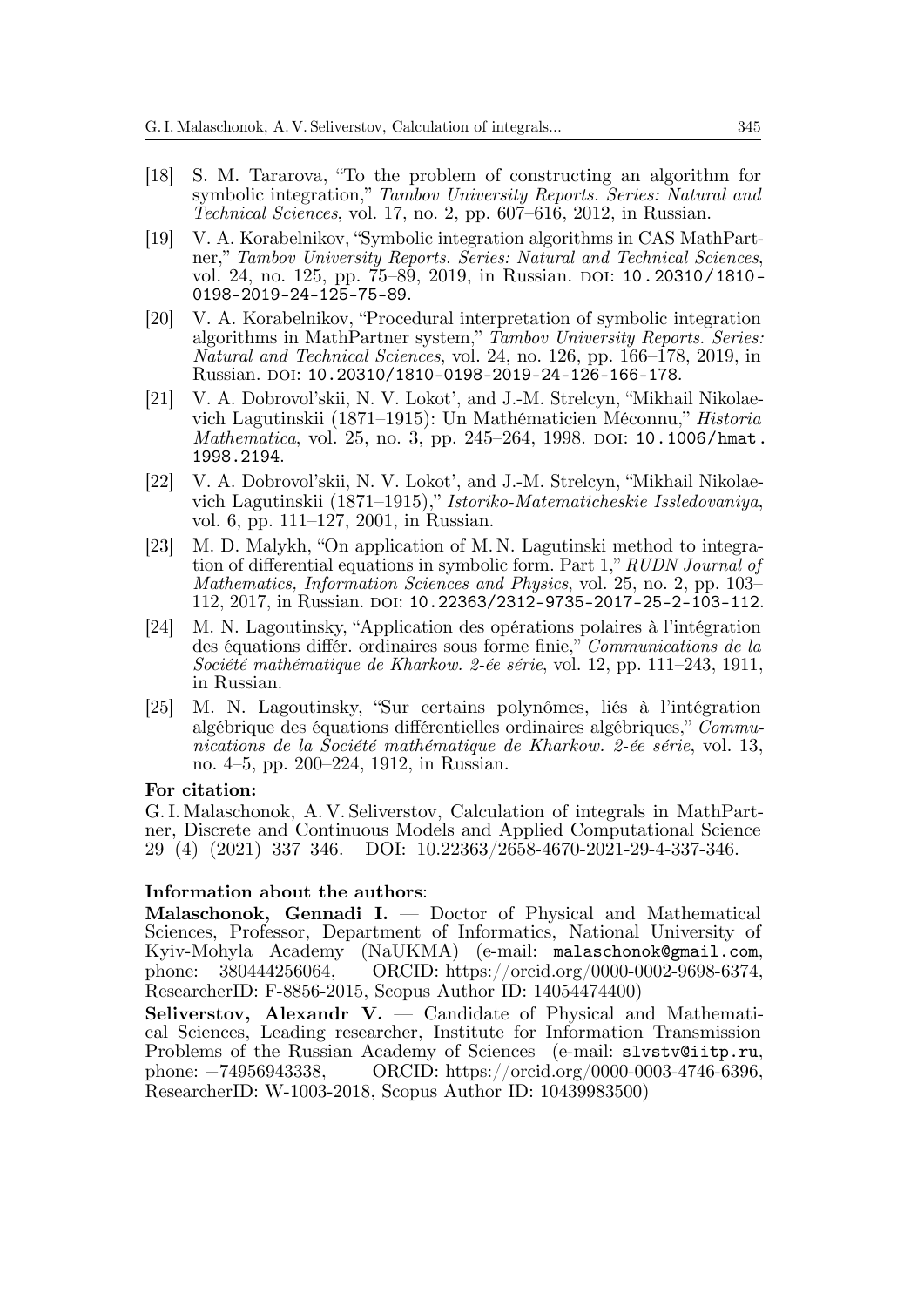[18] S. M. Tararova, "To the problem of constructing an algorithm for symbolic integration," *Tambov University Reports. Series: Natural and Technical Sciences*, vol. 17, no. 2, pp. 607–616, 2012, in Russian.

[19] V. A. Korabelnikov, "Symbolic integration algorithms in CAS MathPartner," *Tambov University Reports. Series: Natural and Technical Sciences*, vol. 24, no. 125, pp. 75–89, 2019, in Russian. DOI: 10.20310/1810-0198-2019-24-125-75-89.

[20] V. A. Korabelnikov, "Procedural interpretation of symbolic integration algorithms in MathPartner system," *Tambov University Reports. Series: Natural and Technical Sciences*, vol. 24, no. 126, pp. 166–178, 2019, in Russian. DOI: 10.20310/1810-0198-2019-24-126-166-178.

[21] V. A. Dobrovol'skii, N. V. Lokot', and J.-M. Strelcyn, "Mikhail Nikolaevich Lagutinskii (1871–1915): Un Mathématicien Méconnu," *Historia Mathematica*, vol. 25, no. 3, pp. 245–264, 1998. DOI: 10.1006/hmat.1998.2194.

[22] V. A. Dobrovol'skii, N. V. Lokot', and J.-M. Strelcyn, "Mikhail Nikolaevich Lagutinskii (1871–1915)," *Istoriko-Matematicheskie Issledovaniya*, vol. 6, pp. 111–127, 2001, in Russian.

[23] M. D. Malykh, "On application of M. N. Lagutinski method to integration of differential equations in symbolic form. Part 1," *RUDN Journal of Mathematics, Information Sciences and Physics*, vol. 25, no. 2, pp. 103–112, 2017, in Russian. DOI: 10.22363/2312-9735-2017-25-2-103-112.

[24] M. N. Lagoutinsky, "Application des opérations polaires à l'intégration des équations différ. ordinaires sous forme finie," *Communications de la Société mathématique de Kharkow. 2-ée série*, vol. 12, pp. 111–243, 1911, in Russian.

[25] M. N. Lagoutinsky, "Sur certains polynômes, liés à l'intégration algébrique des équations différentielles ordinaires algébriques," *Communications de la Société mathématique de Kharkow. 2-ée série*, vol. 13, no. 4–5, pp. 200–224, 1912, in Russian.

**For citation:**

G. I. Malaschonok, A. V. Seliverstov, Calculation of integrals in MathPartner, Discrete and Continuous Models and Applied Computational Science 29 (4) (2021) 337–346. DOI: 10.22363/2658-4670-2021-29-4-337-346.

**Information about the authors**:

**Malaschonok, Gennadi I.** — Doctor of Physical and Mathematical Sciences, Professor, Department of Informatics, National University of Kyiv-Mohyla Academy (NaUKMA) (e-mail: malaschonok@gmail.com, phone: +380444256064, ORCID: https://orcid.org/0000-0002-9698-6374, ResearcherID: F-8856-2015, Scopus Author ID: 14054474400)

**Seliverstov, Alexandr V.** — Candidate of Physical and Mathematical Sciences, Leading researcher, Institute for Information Transmission Problems of the Russian Academy of Sciences (e-mail: slvstv@iitp.ru, phone: +74956943338, ORCID: https://orcid.org/0000-0003-4746-6396, ResearcherID: W-1003-2018, Scopus Author ID: 10439983500)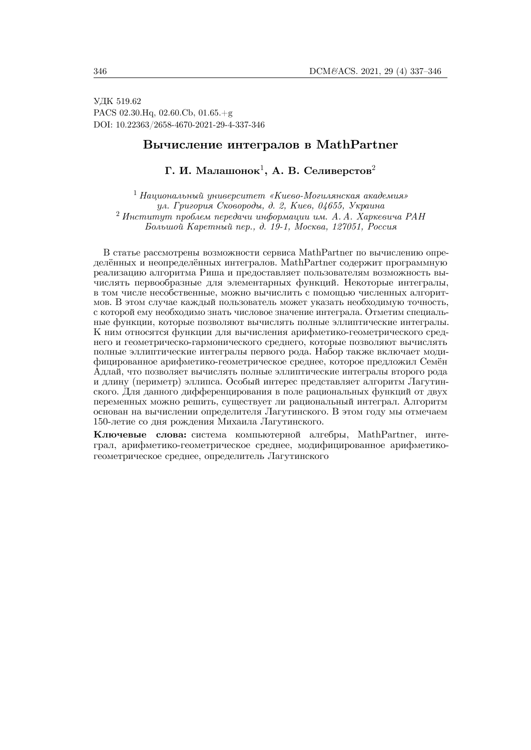УДК 519.62
PACS 02.30.Hq, 02.60.Cb, 01.65.+g
DOI: 10.22363/2658-4670-2021-29-4-337-346

# Вычисление интегралов в MathPartner

**Г. И. Малашонок[1], А. В. Селиверстов[2]**

[1] *Национальный университет «Киево-Могилянская академия»*
*ул. Григория Сковороды, д. 2, Киев, 04655, Украина*
[2] *Институт проблем передачи информации им. А. А. Харкевича РАН*
*Большой Каретный пер., д. 19-1, Москва, 127051, Россия*

В статье рассмотрены возможности сервиса MathPartner по вычислению определённых и неопределённых интегралов. MathPartner содержит программную реализацию алгоритма Риша и предоставляет пользователям возможность вычислять первообразные для элементарных функций. Некоторые интегралы, в том числе несобственные, можно вычислить с помощью численных алгоритмов. В этом случае каждый пользователь может указать необходимую точность, с которой ему необходимо знать числовое значение интеграла. Отметим специальные функции, которые позволяют вычислять полные эллиптические интегралы. К ним относятся функции для вычисления арифметико-геометрического среднего и геометрическо-гармонического среднего, которые позволяют вычислять полные эллиптические интегралы первого рода. Набор также включает модифицированное арифметико-геометрическое среднее, которое предложил Семён Адлай, что позволяет вычислять полные эллиптические интегралы второго рода и длину (периметр) эллипса. Особый интерес представляет алгоритм Лагутинского. Для данного дифференцирования в поле рациональных функций от двух переменных можно решить, существует ли рациональный интеграл. Алгоритм основан на вычислении определителя Лагутинского. В этом году мы отмечаем 150-летие со дня рождения Михаила Лагутинского.

**Ключевые слова:** система компьютерной алгебры, MathPartner, интеграл, арифметико-геометрическое среднее, модифицированное арифметико-геометрическое среднее, определитель Лагутинского